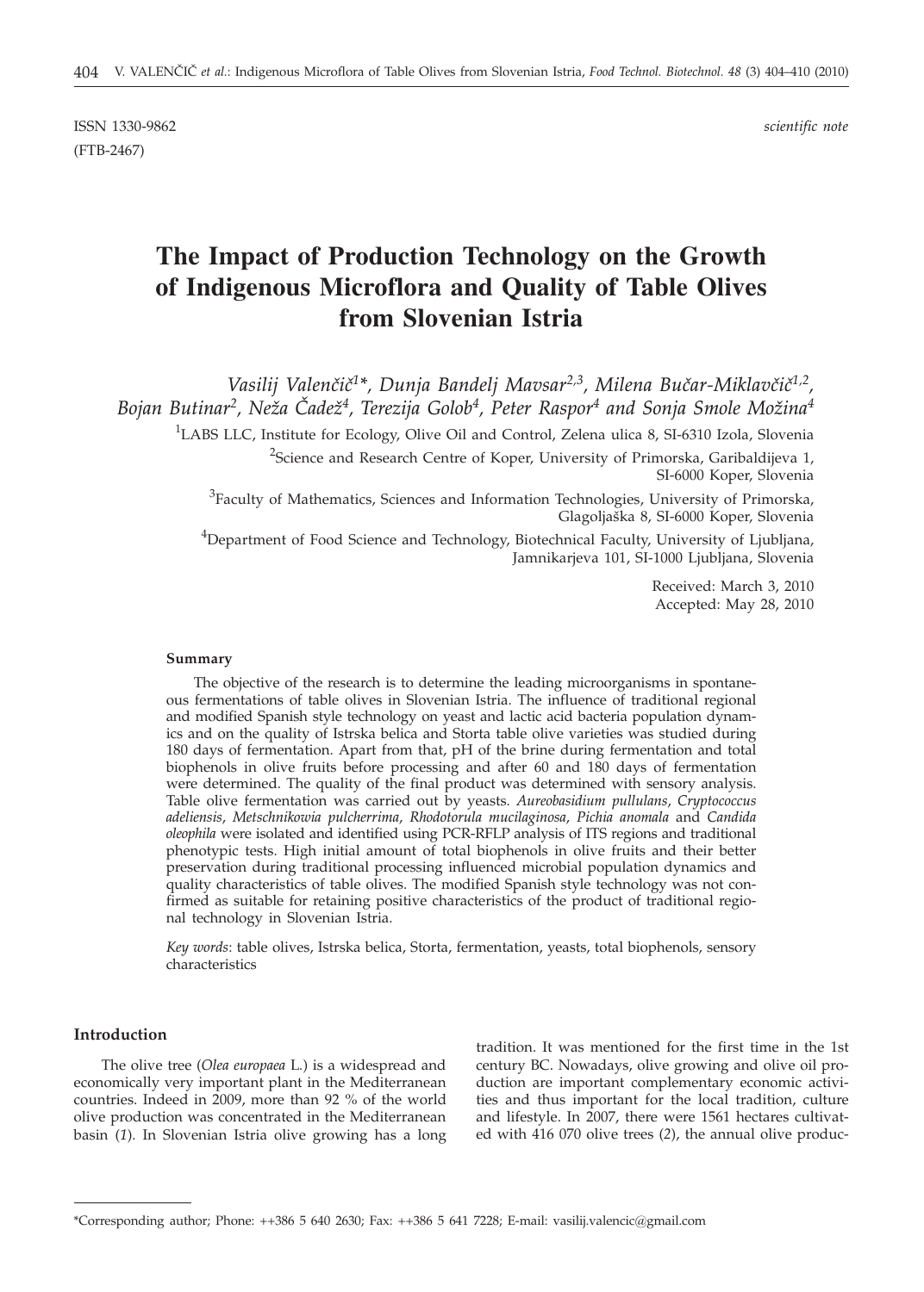ISSN 1330-9862 *scientific note*
(FTB-2467)

# The Impact of Production Technology on the Growth of Indigenous Microflora and Quality of Table Olives from Slovenian Istria

*Vasilij Valenčič[1]\*, Dunja Bandelj Mavsar[2,3], Milena Bučar-Miklavčič[1,2], Bojan Butinar[2], Neža Čadež[4], Terezija Golob[4], Peter Raspor[4] and Sonja Smole Možina[4]*

[1]LABS LLC, Institute for Ecology, Olive Oil and Control, Zelena ulica 8, SI-6310 Izola, Slovenia

[2]Science and Research Centre of Koper, University of Primorska, Garibaldijeva 1, SI-6000 Koper, Slovenia

[3]Faculty of Mathematics, Sciences and Information Technologies, University of Primorska, Glagoljaška 8, SI-6000 Koper, Slovenia

[4]Department of Food Science and Technology, Biotechnical Faculty, University of Ljubljana, Jamnikarjeva 101, SI-1000 Ljubljana, Slovenia

Received: March 3, 2010
Accepted: May 28, 2010

### Summary

The objective of the research is to determine the leading microorganisms in spontaneous fermentations of table olives in Slovenian Istria. The influence of traditional regional and modified Spanish style technology on yeast and lactic acid bacteria population dynamics and on the quality of Istrska belica and Storta table olive varieties was studied during 180 days of fermentation. Apart from that, pH of the brine during fermentation and total biophenols in olive fruits before processing and after 60 and 180 days of fermentation were determined. The quality of the final product was determined with sensory analysis. Table olive fermentation was carried out by yeasts. *Aureobasidium pullulans*, *Cryptococcus adeliensis*, *Metschnikowia pulcherrima*, *Rhodotorula mucilaginosa*, *Pichia anomala* and *Candida oleophila* were isolated and identified using PCR-RFLP analysis of ITS regions and traditional phenotypic tests. High initial amount of total biophenols in olive fruits and their better preservation during traditional processing influenced microbial population dynamics and quality characteristics of table olives. The modified Spanish style technology was not confirmed as suitable for retaining positive characteristics of the product of traditional regional technology in Slovenian Istria.

*Key words*: table olives, Istrska belica, Storta, fermentation, yeasts, total biophenols, sensory characteristics

### Introduction

The olive tree (*Olea europaea* L.) is a widespread and economically very important plant in the Mediterranean countries. Indeed in 2009, more than 92 % of the world olive production was concentrated in the Mediterranean basin (*1*). In Slovenian Istria olive growing has a long tradition. It was mentioned for the first time in the 1st century BC. Nowadays, olive growing and olive oil production are important complementary economic activities and thus important for the local tradition, culture and lifestyle. In 2007, there were 1561 hectares cultivated with 416 070 olive trees (*2*), the annual olive produc-

\*Corresponding author; Phone: ++386 5 640 2630; Fax: ++386 5 641 7228; E-mail: vasilij.valencic@gmail.com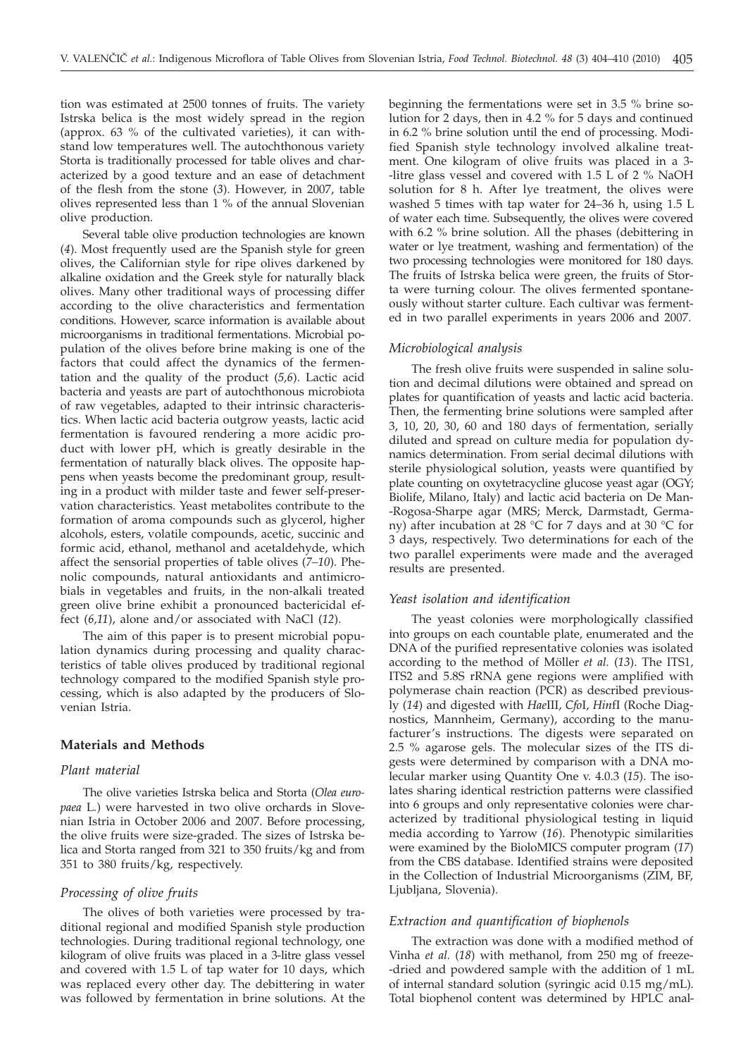tion was estimated at 2500 tonnes of fruits. The variety Istrska belica is the most widely spread in the region (approx. 63 % of the cultivated varieties), it can withstand low temperatures well. The autochthonous variety Storta is traditionally processed for table olives and characterized by a good texture and an ease of detachment of the flesh from the stone (*3*). However, in 2007, table olives represented less than 1 % of the annual Slovenian olive production.

Several table olive production technologies are known (*4*). Most frequently used are the Spanish style for green olives, the Californian style for ripe olives darkened by alkaline oxidation and the Greek style for naturally black olives. Many other traditional ways of processing differ according to the olive characteristics and fermentation conditions. However, scarce information is available about microorganisms in traditional fermentations. Microbial population of the olives before brine making is one of the factors that could affect the dynamics of the fermentation and the quality of the product (*5,6*). Lactic acid bacteria and yeasts are part of autochthonous microbiota of raw vegetables, adapted to their intrinsic characteristics. When lactic acid bacteria outgrow yeasts, lactic acid fermentation is favoured rendering a more acidic product with lower pH, which is greatly desirable in the fermentation of naturally black olives. The opposite happens when yeasts become the predominant group, resulting in a product with milder taste and fewer self-preservation characteristics. Yeast metabolites contribute to the formation of aroma compounds such as glycerol, higher alcohols, esters, volatile compounds, acetic, succinic and formic acid, ethanol, methanol and acetaldehyde, which affect the sensorial properties of table olives (*7–10*). Phenolic compounds, natural antioxidants and antimicrobials in vegetables and fruits, in the non-alkali treated green olive brine exhibit a pronounced bactericidal effect (*6,11*), alone and/or associated with NaCl (*12*).

The aim of this paper is to present microbial population dynamics during processing and quality characteristics of table olives produced by traditional regional technology compared to the modified Spanish style processing, which is also adapted by the producers of Slovenian Istria.

## Materials and Methods

### Plant material

The olive varieties Istrska belica and Storta (*Olea europaea* L.) were harvested in two olive orchards in Slovenian Istria in October 2006 and 2007. Before processing, the olive fruits were size-graded. The sizes of Istrska belica and Storta ranged from 321 to 350 fruits/kg and from 351 to 380 fruits/kg, respectively.

### Processing of olive fruits

The olives of both varieties were processed by traditional regional and modified Spanish style production technologies. During traditional regional technology, one kilogram of olive fruits was placed in a 3-litre glass vessel and covered with 1.5 L of tap water for 10 days, which was replaced every other day. The debittering in water was followed by fermentation in brine solutions. At the beginning the fermentations were set in 3.5 % brine solution for 2 days, then in 4.2 % for 5 days and continued in 6.2 % brine solution until the end of processing. Modified Spanish style technology involved alkaline treatment. One kilogram of olive fruits was placed in a 3-litre glass vessel and covered with 1.5 L of 2 % NaOH solution for 8 h. After lye treatment, the olives were washed 5 times with tap water for 24–36 h, using 1.5 L of water each time. Subsequently, the olives were covered with 6.2 % brine solution. All the phases (debittering in water or lye treatment, washing and fermentation) of the two processing technologies were monitored for 180 days. The fruits of Istrska belica were green, the fruits of Storta were turning colour. The olives fermented spontaneously without starter culture. Each cultivar was fermented in two parallel experiments in years 2006 and 2007.

### Microbiological analysis

The fresh olive fruits were suspended in saline solution and decimal dilutions were obtained and spread on plates for quantification of yeasts and lactic acid bacteria. Then, the fermenting brine solutions were sampled after 3, 10, 20, 30, 60 and 180 days of fermentation, serially diluted and spread on culture media for population dynamics determination. From serial decimal dilutions with sterile physiological solution, yeasts were quantified by plate counting on oxytetracycline glucose yeast agar (OGY; Biolife, Milano, Italy) and lactic acid bacteria on De Man-Rogosa-Sharpe agar (MRS; Merck, Darmstadt, Germany) after incubation at 28 °C for 7 days and at 30 °C for 3 days, respectively. Two determinations for each of the two parallel experiments were made and the averaged results are presented.

### Yeast isolation and identification

The yeast colonies were morphologically classified into groups on each countable plate, enumerated and the DNA of the purified representative colonies was isolated according to the method of Möller *et al.* (*13*). The ITS1, ITS2 and 5.8S rRNA gene regions were amplified with polymerase chain reaction (PCR) as described previously (*14*) and digested with *Hae*III, *Cfo*I, *Hin*fI (Roche Diagnostics, Mannheim, Germany), according to the manufacturer's instructions. The digests were separated on 2.5 % agarose gels. The molecular sizes of the ITS digests were determined by comparison with a DNA molecular marker using Quantity One v. 4.0.3 (*15*). The isolates sharing identical restriction patterns were classified into 6 groups and only representative colonies were characterized by traditional physiological testing in liquid media according to Yarrow (*16*). Phenotypic similarities were examined by the BioloMICS computer program (*17*) from the CBS database. Identified strains were deposited in the Collection of Industrial Microorganisms (ZIM, BF, Ljubljana, Slovenia).

### Extraction and quantification of biophenols

The extraction was done with a modified method of Vinha *et al.* (*18*) with methanol, from 250 mg of freeze-dried and powdered sample with the addition of 1 mL of internal standard solution (syringic acid 0.15 mg/mL). Total biophenol content was determined by HPLC anal-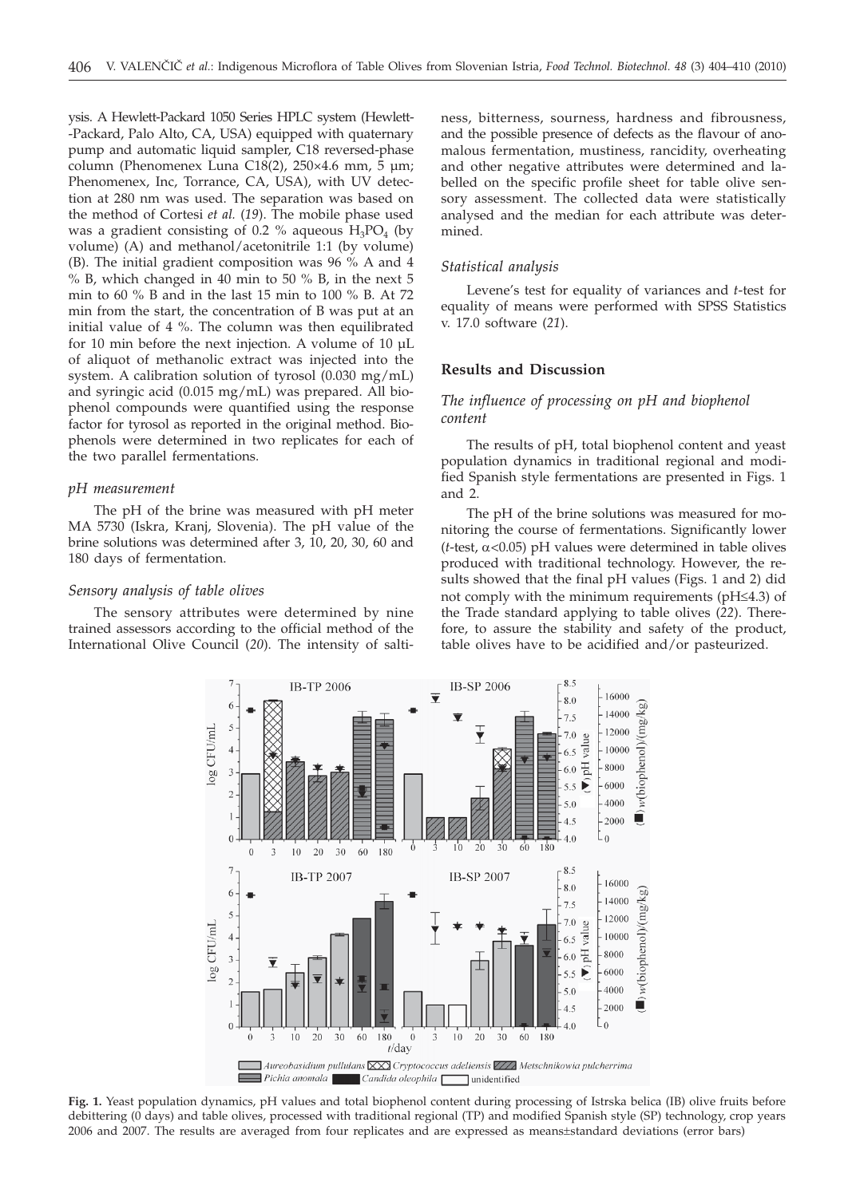ysis. A Hewlett-Packard 1050 Series HPLC system (Hewlett-Packard, Palo Alto, CA, USA) equipped with quaternary pump and automatic liquid sampler, C18 reversed-phase column (Phenomenex Luna C18(2), 250×4.6 mm, 5 µm; Phenomenex, Inc, Torrance, CA, USA), with UV detection at 280 nm was used. The separation was based on the method of Cortesi *et al.* (*19*). The mobile phase used was a gradient consisting of 0.2 % aqueous $H_3PO_4$ (by volume) (A) and methanol/acetonitrile 1:1 (by volume) (B). The initial gradient composition was 96 % A and 4 % B, which changed in 40 min to 50 % B, in the next 5 min to 60 % B and in the last 15 min to 100 % B. At 72 min from the start, the concentration of B was put at an initial value of 4 %. The column was then equilibrated for 10 min before the next injection. A volume of 10 µL of aliquot of methanolic extract was injected into the system. A calibration solution of tyrosol (0.030 mg/mL) and syringic acid (0.015 mg/mL) was prepared. All biophenol compounds were quantified using the response factor for tyrosol as reported in the original method. Biophenols were determined in two replicates for each of the two parallel fermentations.

### *pH measurement*

The pH of the brine was measured with pH meter MA 5730 (Iskra, Kranj, Slovenia). The pH value of the brine solutions was determined after 3, 10, 20, 30, 60 and 180 days of fermentation.

### *Sensory analysis of table olives*

The sensory attributes were determined by nine trained assessors according to the official method of the International Olive Council (*20*). The intensity of saltiness, bitterness, sourness, hardness and fibrousness, and the possible presence of defects as the flavour of anomalous fermentation, mustiness, rancidity, overheating and other negative attributes were determined and labelled on the specific profile sheet for table olive sensory assessment. The collected data were statistically analysed and the median for each attribute was determined.

### *Statistical analysis*

Levene's test for equality of variances and *t*-test for equality of means were performed with SPSS Statistics v. 17.0 software (*21*).

## Results and Discussion

### *The influence of processing on pH and biophenol content*

The results of pH, total biophenol content and yeast population dynamics in traditional regional and modified Spanish style fermentations are presented in Figs. 1 and 2.

The pH of the brine solutions was measured for monitoring the course of fermentations. Significantly lower (*t*-test, $\alpha<0.05$) pH values were determined in table olives produced with traditional technology. However, the results showed that the final pH values (Figs. 1 and 2) did not comply with the minimum requirements (pH≤4.3) of the Trade standard applying to table olives (*22*). Therefore, to assure the stability and safety of the product, table olives have to be acidified and/or pasteurized.

**Fig. 1.** Yeast population dynamics, pH values and total biophenol content during processing of Istrska belica (IB) olive fruits before debittering (0 days) and table olives, processed with traditional regional (TP) and modified Spanish style (SP) technology, crop years 2006 and 2007. The results are averaged from four replicates and are expressed as means±standard deviations (error bars)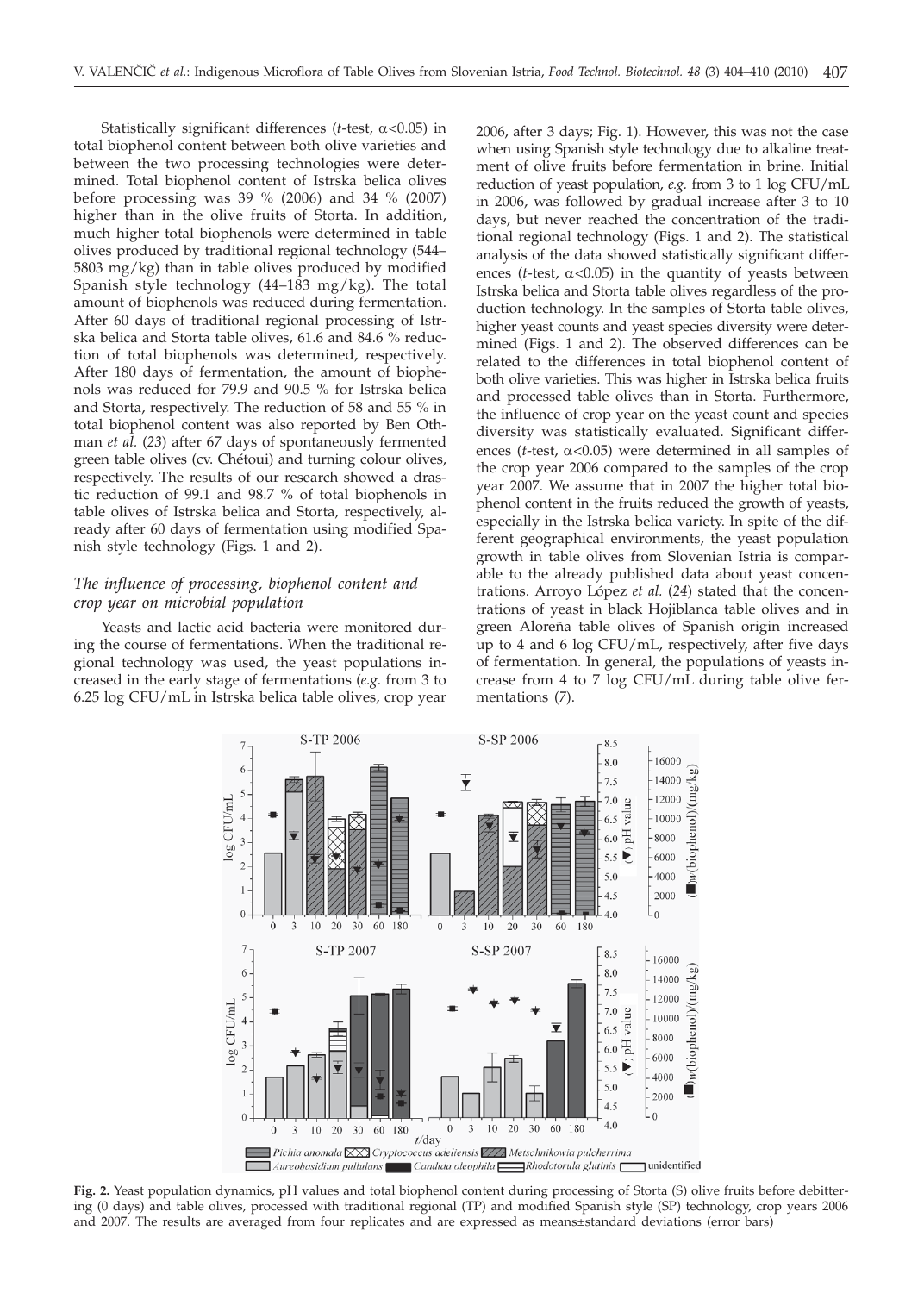Statistically significant differences (*t*-test, α<0.05) in total biophenol content between both olive varieties and between the two processing technologies were determined. Total biophenol content of Istrska belica olives before processing was 39 % (2006) and 34 % (2007) higher than in the olive fruits of Storta. In addition, much higher total biophenols were determined in table olives produced by traditional regional technology (544–5803 mg/kg) than in table olives produced by modified Spanish style technology (44–183 mg/kg). The total amount of biophenols was reduced during fermentation. After 60 days of traditional regional processing of Istrska belica and Storta table olives, 61.6 and 84.6 % reduction of total biophenols was determined, respectively. After 180 days of fermentation, the amount of biophenols was reduced for 79.9 and 90.5 % for Istrska belica and Storta, respectively. The reduction of 58 and 55 % in total biophenol content was also reported by Ben Othman *et al.* (*23*) after 67 days of spontaneously fermented green table olives (cv. Chétoui) and turning colour olives, respectively. The results of our research showed a drastic reduction of 99.1 and 98.7 % of total biophenols in table olives of Istrska belica and Storta, respectively, already after 60 days of fermentation using modified Spanish style technology (Figs. 1 and 2).

### *The influence of processing, biophenol content and crop year on microbial population*

Yeasts and lactic acid bacteria were monitored during the course of fermentations. When the traditional regional technology was used, the yeast populations increased in the early stage of fermentations (*e.g.* from 3 to 6.25 log CFU/mL in Istrska belica table olives, crop year 2006, after 3 days; Fig. 1). However, this was not the case when using Spanish style technology due to alkaline treatment of olive fruits before fermentation in brine. Initial reduction of yeast population, *e.g.* from 3 to 1 log CFU/mL in 2006, was followed by gradual increase after 3 to 10 days, but never reached the concentration of the traditional regional technology (Figs. 1 and 2). The statistical analysis of the data showed statistically significant differences (*t*-test, α<0.05) in the quantity of yeasts between Istrska belica and Storta table olives regardless of the production technology. In the samples of Storta table olives, higher yeast counts and yeast species diversity were determined (Figs. 1 and 2). The observed differences can be related to the differences in total biophenol content of both olive varieties. This was higher in Istrska belica fruits and processed table olives than in Storta. Furthermore, the influence of crop year on the yeast count and species diversity was statistically evaluated. Significant differences (*t*-test, α<0.05) were determined in all samples of the crop year 2006 compared to the samples of the crop year 2007. We assume that in 2007 the higher total biophenol content in the fruits reduced the growth of yeasts, especially in the Istrska belica variety. In spite of the different geographical environments, the yeast population growth in table olives from Slovenian Istria is comparable to the already published data about yeast concentrations. Arroyo López *et al.* (*24*) stated that the concentrations of yeast in black Hojiblanca table olives and in green Aloreña table olives of Spanish origin increased up to 4 and 6 log CFU/mL, respectively, after five days of fermentation. In general, the populations of yeasts increase from 4 to 7 log CFU/mL during table olive fermentations (*7*).

**Fig. 2.** Yeast population dynamics, pH values and total biophenol content during processing of Storta (S) olive fruits before debittering (0 days) and table olives, processed with traditional regional (TP) and modified Spanish style (SP) technology, crop years 2006 and 2007. The results are averaged from four replicates and are expressed as means±standard deviations (error bars)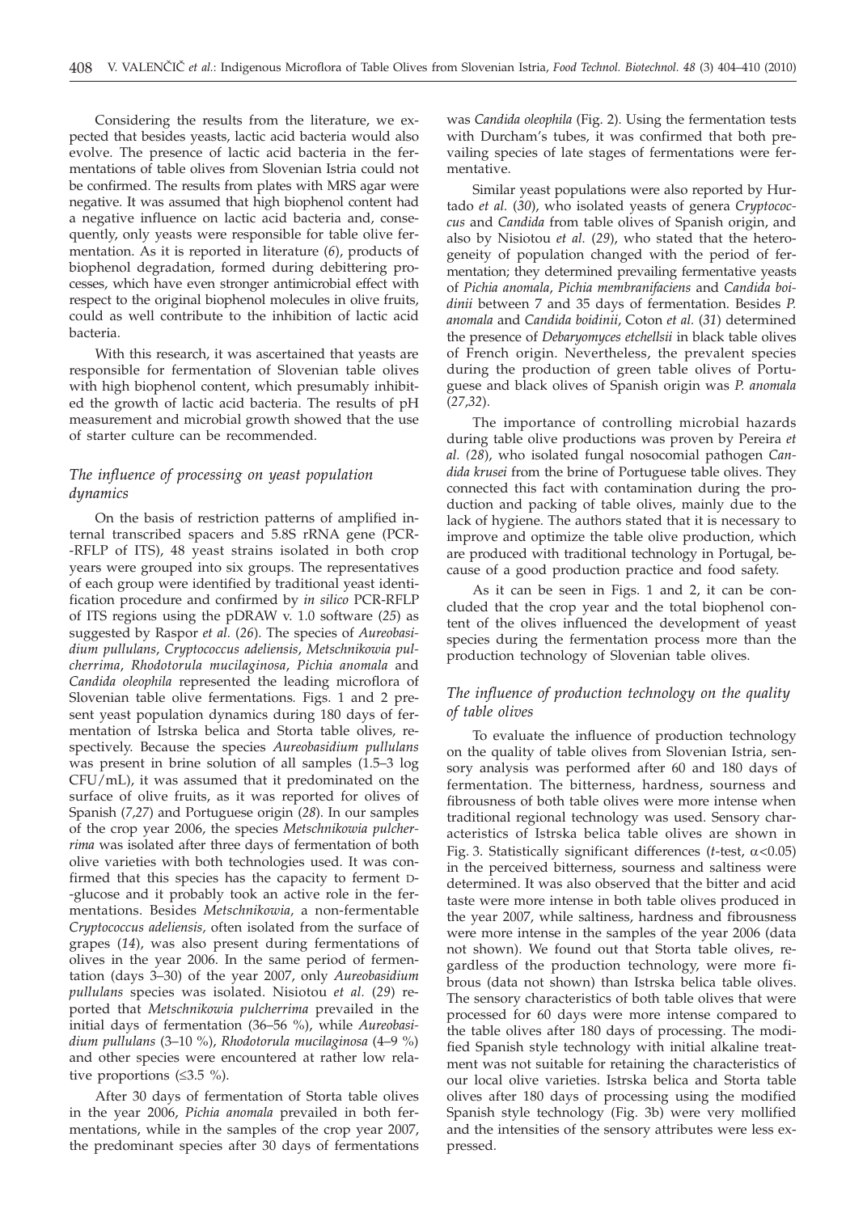Considering the results from the literature, we expected that besides yeasts, lactic acid bacteria would also evolve. The presence of lactic acid bacteria in the fermentations of table olives from Slovenian Istria could not be confirmed. The results from plates with MRS agar were negative. It was assumed that high biophenol content had a negative influence on lactic acid bacteria and, consequently, only yeasts were responsible for table olive fermentation. As it is reported in literature (*6*), products of biophenol degradation, formed during debittering processes, which have even stronger antimicrobial effect with respect to the original biophenol molecules in olive fruits, could as well contribute to the inhibition of lactic acid bacteria.

With this research, it was ascertained that yeasts are responsible for fermentation of Slovenian table olives with high biophenol content, which presumably inhibited the growth of lactic acid bacteria. The results of pH measurement and microbial growth showed that the use of starter culture can be recommended.

### *The influence of processing on yeast population dynamics*

On the basis of restriction patterns of amplified internal transcribed spacers and 5.8S rRNA gene (PCR-RFLP of ITS), 48 yeast strains isolated in both crop years were grouped into six groups. The representatives of each group were identified by traditional yeast identification procedure and confirmed by *in silico* PCR-RFLP of ITS regions using the pDRAW v. 1.0 software (*25*) as suggested by Raspor *et al.* (*26*). The species of *Aureobasidium pullulans*, *Cryptococcus adeliensis*, *Metschnikowia pulcherrima*, *Rhodotorula mucilaginosa*, *Pichia anomala* and *Candida oleophila* represented the leading microflora of Slovenian table olive fermentations. Figs. 1 and 2 present yeast population dynamics during 180 days of fermentation of Istrska belica and Storta table olives, respectively. Because the species *Aureobasidium pullulans* was present in brine solution of all samples (1.5–3 log CFU/mL), it was assumed that it predominated on the surface of olive fruits, as it was reported for olives of Spanish (*7*,*27*) and Portuguese origin (*28*). In our samples of the crop year 2006, the species *Metschnikowia pulcherrima* was isolated after three days of fermentation of both olive varieties with both technologies used. It was confirmed that this species has the capacity to ferment D-glucose and it probably took an active role in the fermentations. Besides *Metschnikowia*, a non-fermentable *Cryptococcus adeliensis*, often isolated from the surface of grapes (*14*), was also present during fermentations of olives in the year 2006. In the same period of fermentation (days 3–30) of the year 2007, only *Aureobasidium pullulans* species was isolated. Nisiotou *et al.* (*29*) reported that *Metschnikowia pulcherrima* prevailed in the initial days of fermentation (36–56 %), while *Aureobasidium pullulans* (3–10 %), *Rhodotorula mucilaginosa* (4–9 %) and other species were encountered at rather low relative proportions (≤3.5 %).

After 30 days of fermentation of Storta table olives in the year 2006, *Pichia anomala* prevailed in both fermentations, while in the samples of the crop year 2007, the predominant species after 30 days of fermentations was *Candida oleophila* (Fig. 2). Using the fermentation tests with Durcham's tubes, it was confirmed that both prevailing species of late stages of fermentations were fermentative.

Similar yeast populations were also reported by Hurtado *et al.* (*30*), who isolated yeasts of genera *Cryptococcus* and *Candida* from table olives of Spanish origin, and also by Nisiotou *et al.* (*29*), who stated that the heterogeneity of population changed with the period of fermentation; they determined prevailing fermentative yeasts of *Pichia anomala*, *Pichia membranifaciens* and *Candida boidinii* between 7 and 35 days of fermentation. Besides *P. anomala* and *Candida boidinii*, Coton *et al.* (*31*) determined the presence of *Debaryomyces etchellsii* in black table olives of French origin. Nevertheless, the prevalent species during the production of green table olives of Portuguese and black olives of Spanish origin was *P. anomala* (*27*,*32*).

The importance of controlling microbial hazards during table olive productions was proven by Pereira *et al.* (*28*), who isolated fungal nosocomial pathogen *Candida krusei* from the brine of Portuguese table olives. They connected this fact with contamination during the production and packing of table olives, mainly due to the lack of hygiene. The authors stated that it is necessary to improve and optimize the table olive production, which are produced with traditional technology in Portugal, because of a good production practice and food safety.

As it can be seen in Figs. 1 and 2, it can be concluded that the crop year and the total biophenol content of the olives influenced the development of yeast species during the fermentation process more than the production technology of Slovenian table olives.

### *The influence of production technology on the quality of table olives*

To evaluate the influence of production technology on the quality of table olives from Slovenian Istria, sensory analysis was performed after 60 and 180 days of fermentation. The bitterness, hardness, sourness and fibrousness of both table olives were more intense when traditional regional technology was used. Sensory characteristics of Istrska belica table olives are shown in Fig. 3. Statistically significant differences (*t*-test, $\alpha<0.05$) in the perceived bitterness, sourness and saltiness were determined. It was also observed that the bitter and acid taste were more intense in both table olives produced in the year 2007, while saltiness, hardness and fibrousness were more intense in the samples of the year 2006 (data not shown). We found out that Storta table olives, regardless of the production technology, were more fibrous (data not shown) than Istrska belica table olives. The sensory characteristics of both table olives that were processed for 60 days were more intense compared to the table olives after 180 days of processing. The modified Spanish style technology with initial alkaline treatment was not suitable for retaining the characteristics of our local olive varieties. Istrska belica and Storta table olives after 180 days of processing using the modified Spanish style technology (Fig. 3b) were very mollified and the intensities of the sensory attributes were less expressed.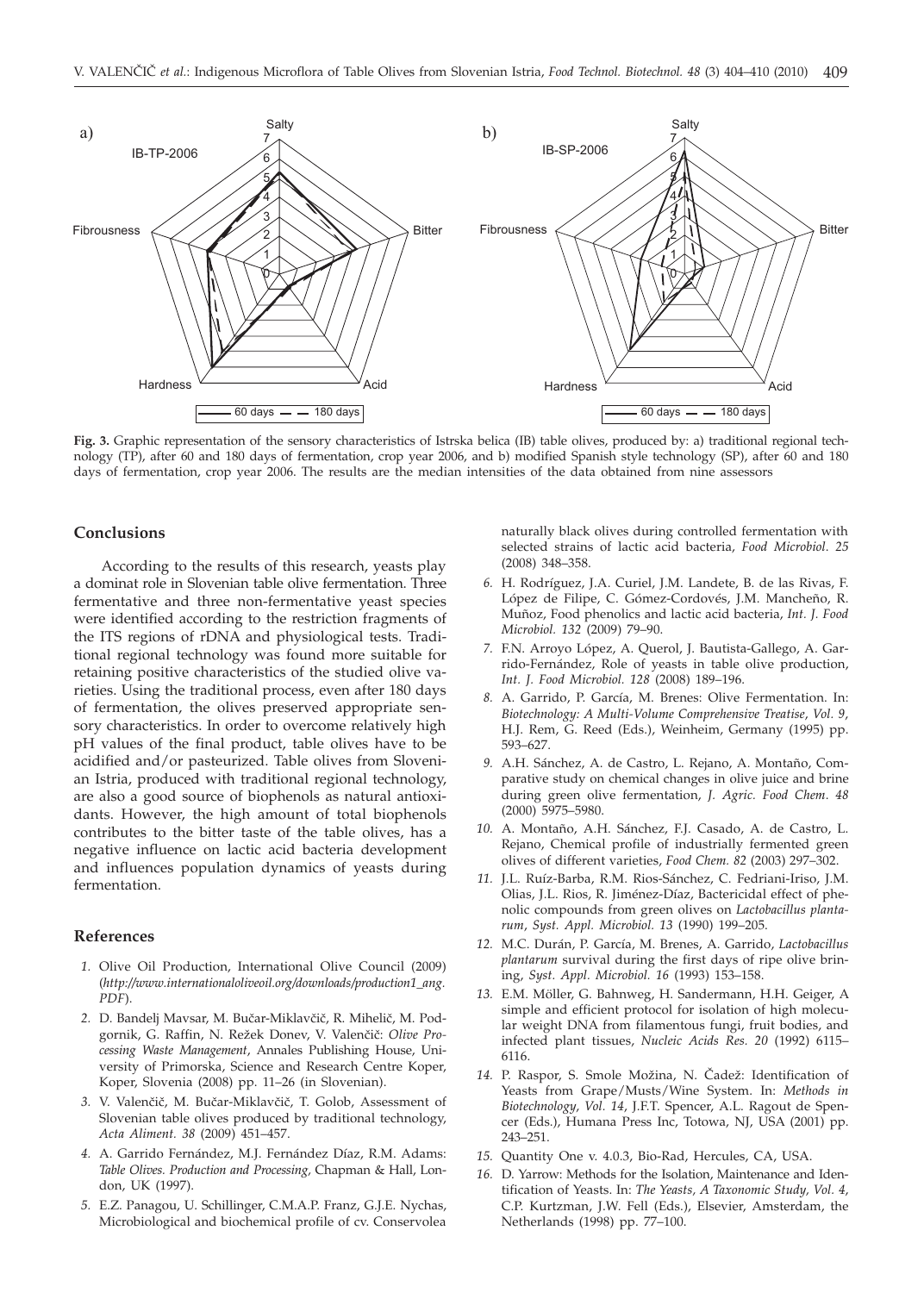**Fig. 3.** Graphic representation of the sensory characteristics of Istrska belica (IB) table olives, produced by: a) traditional regional technology (TP), after 60 and 180 days of fermentation, crop year 2006, and b) modified Spanish style technology (SP), after 60 and 180 days of fermentation, crop year 2006. The results are the median intensities of the data obtained from nine assessors

## Conclusions

According to the results of this research, yeasts play a dominat role in Slovenian table olive fermentation. Three fermentative and three non-fermentative yeast species were identified according to the restriction fragments of the ITS regions of rDNA and physiological tests. Traditional regional technology was found more suitable for retaining positive characteristics of the studied olive varieties. Using the traditional process, even after 180 days of fermentation, the olives preserved appropriate sensory characteristics. In order to overcome relatively high pH values of the final product, table olives have to be acidified and/or pasteurized. Table olives from Slovenian Istria, produced with traditional regional technology, are also a good source of biophenols as natural antioxidants. However, the high amount of total biophenols contributes to the bitter taste of the table olives, has a negative influence on lactic acid bacteria development and influences population dynamics of yeasts during fermentation.

## References

1. Olive Oil Production, International Olive Council (2009) (*http://www.internationaloliveoil.org/downloads/production1_ang.PDF*).
2. D. Bandelj Mavsar, M. Bučar-Miklavčič, R. Mihelič, M. Podgornik, G. Raffin, N. Režek Donev, V. Valenčič: *Olive Processing Waste Management*, Annales Publishing House, University of Primorska, Science and Research Centre Koper, Koper, Slovenia (2008) pp. 11–26 (in Slovenian).
3. V. Valenčič, M. Bučar-Miklavčič, T. Golob, Assessment of Slovenian table olives produced by traditional technology, *Acta Aliment. 38* (2009) 451–457.
4. A. Garrido Fernández, M.J. Fernández Díaz, R.M. Adams: *Table Olives. Production and Processing*, Chapman & Hall, London, UK (1997).
5. E.Z. Panagou, U. Schillinger, C.M.A.P. Franz, G.J.E. Nychas, Microbiological and biochemical profile of cv. Conservolea naturally black olives during controlled fermentation with selected strains of lactic acid bacteria, *Food Microbiol. 25* (2008) 348–358.
6. H. Rodríguez, J.A. Curiel, J.M. Landete, B. de las Rivas, F. López de Filipe, C. Gómez-Cordovés, J.M. Mancheño, R. Muñoz, Food phenolics and lactic acid bacteria, *Int. J. Food Microbiol. 132* (2009) 79–90.
7. F.N. Arroyo López, A. Querol, J. Bautista-Gallego, A. Garrido-Fernández, Role of yeasts in table olive production, *Int. J. Food Microbiol. 128* (2008) 189–196.
8. A. Garrido, P. García, M. Brenes: Olive Fermentation. In: *Biotechnology: A Multi-Volume Comprehensive Treatise*, *Vol. 9*, H.J. Rem, G. Reed (Eds.), Weinheim, Germany (1995) pp. 593–627.
9. A.H. Sánchez, A. de Castro, L. Rejano, A. Montaño, Comparative study on chemical changes in olive juice and brine during green olive fermentation, *J. Agric. Food Chem. 48* (2000) 5975–5980.
10. A. Montaño, A.H. Sánchez, F.J. Casado, A. de Castro, L. Rejano, Chemical profile of industrially fermented green olives of different varieties, *Food Chem. 82* (2003) 297–302.
11. J.L. Ruíz-Barba, R.M. Rios-Sánchez, C. Fedriani-Iriso, J.M. Olias, J.L. Rios, R. Jiménez-Díaz, Bactericidal effect of phenolic compounds from green olives on *Lactobacillus plantarum*, *Syst. Appl. Microbiol. 13* (1990) 199–205.
12. M.C. Durán, P. García, M. Brenes, A. Garrido, *Lactobacillus plantarum* survival during the first days of ripe olive brining, *Syst. Appl. Microbiol. 16* (1993) 153–158.
13. E.M. Möller, G. Bahnweg, H. Sandermann, H.H. Geiger, A simple and efficient protocol for isolation of high molecular weight DNA from filamentous fungi, fruit bodies, and infected plant tissues, *Nucleic Acids Res. 20* (1992) 6115–6116.
14. P. Raspor, S. Smole Možina, N. Čadež: Identification of Yeasts from Grape/Musts/Wine System. In: *Methods in Biotechnology*, *Vol. 14*, J.F.T. Spencer, A.L. Ragout de Spencer (Eds.), Humana Press Inc, Totowa, NJ, USA (2001) pp. 243–251.
15. Quantity One v. 4.0.3, Bio-Rad, Hercules, CA, USA.
16. D. Yarrow: Methods for the Isolation, Maintenance and Identification of Yeasts. In: *The Yeasts, A Taxonomic Study*, *Vol. 4*, C.P. Kurtzman, J.W. Fell (Eds.), Elsevier, Amsterdam, the Netherlands (1998) pp. 77–100.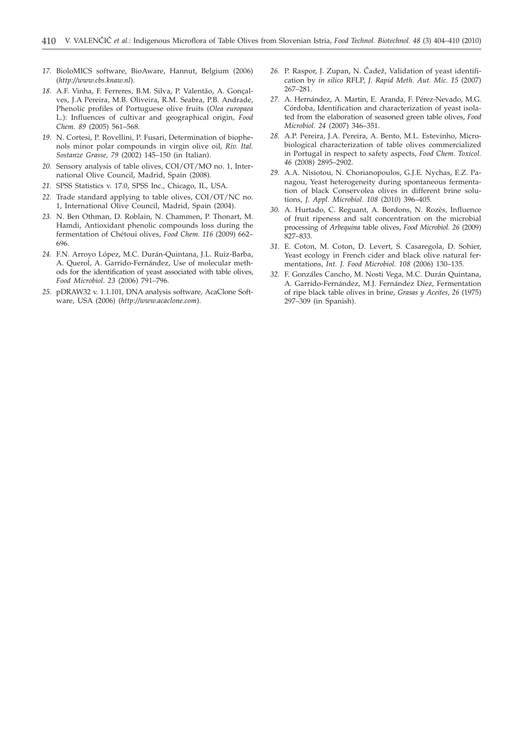17. BioloMICS software, BioAware, Hannut, Belgium (2006) (*http://www.cbs.knaw.nl*).
18. A.F. Vinha, F. Ferreres, B.M. Silva, P. Valentão, A. Gonçalves, J.A Pereira, M.B. Oliveira, R.M. Seabra, P.B. Andrade, Phenolic profiles of Portuguese olive fruits (*Olea europaea* L.): Influences of cultivar and geographical origin, *Food Chem. 89* (2005) 561–568.
19. N. Cortesi, P. Rovellini, P. Fusari, Determination of biophenols minor polar compounds in virgin olive oil, *Riv. Ital. Sostanze Grasse, 79* (2002) 145–150 (in Italian).
20. Sensory analysis of table olives, COI/OT/MO no. 1, International Olive Council, Madrid, Spain (2008).
21. SPSS Statistics v. 17.0, SPSS Inc., Chicago, IL, USA.
22. Trade standard applying to table olives, COI/OT/NC no. 1, International Olive Council, Madrid, Spain (2004).
23. N. Ben Othman, D. Roblain, N. Chammen, P. Thonart, M. Hamdi, Antioxidant phenolic compounds loss during the fermentation of Chétoui olives, *Food Chem. 116* (2009) 662–696.
24. F.N. Arroyo López, M.C. Durán-Quintana, J.L. Ruiz-Barba, A. Querol, A. Garrido-Fernández, Use of molecular methods for the identification of yeast associated with table olives, *Food Microbiol. 23* (2006) 791–796.
25. pDRAW32 v. 1.1.101, DNA analysis software, AcaClone Software, USA (2006) (*http://www.acaclone.com*).
26. P. Raspor, J. Zupan, N. Čadež, Validation of yeast identification by *in silico* RFLP, *J. Rapid Meth. Aut. Mic. 15* (2007) 267–281.
27. A. Hernández, A. Martin, E. Aranda, F. Pérez-Nevado, M.G. Córdoba, Identification and characterization of yeast isolated from the elaboration of seasoned green table olives, *Food Microbiol. 24* (2007) 346–351.
28. A.P. Pereira, J.A. Pereira, A. Bento, M.L. Estevinho, Microbiological characterization of table olives commercialized in Portugal in respect to safety aspects, *Food Chem. Toxicol. 46* (2008) 2895–2902.
29. A.A. Nisiotou, N. Chorianopoulos, G.J.E. Nychas, E.Z. Panagou, Yeast heterogeneity during spontaneous fermentation of black Conservolea olives in different brine solutions, *J. Appl. Microbiol. 108* (2010) 396–405.
30. A. Hurtado, C. Reguant, A. Bordons, N. Rozès, Influence of fruit ripeness and salt concentration on the microbial processing of *Arbequina* table olives, *Food Microbiol. 26* (2009) 827–833.
31. E. Coton, M. Coton, D. Levert, S. Casaregola, D. Sohier, Yeast ecology in French cider and black olive natural fermentations, *Int. J. Food Microbiol. 108* (2006) 130–135.
32. F. Gonzáles Cancho, M. Nosti Vega, M.C. Durán Quintana, A. Garrido-Fernández, M.J. Fernández Díez, Fermentation of ripe black table olives in brine, *Grasas y Aceites, 26* (1975) 297–309 (in Spanish).